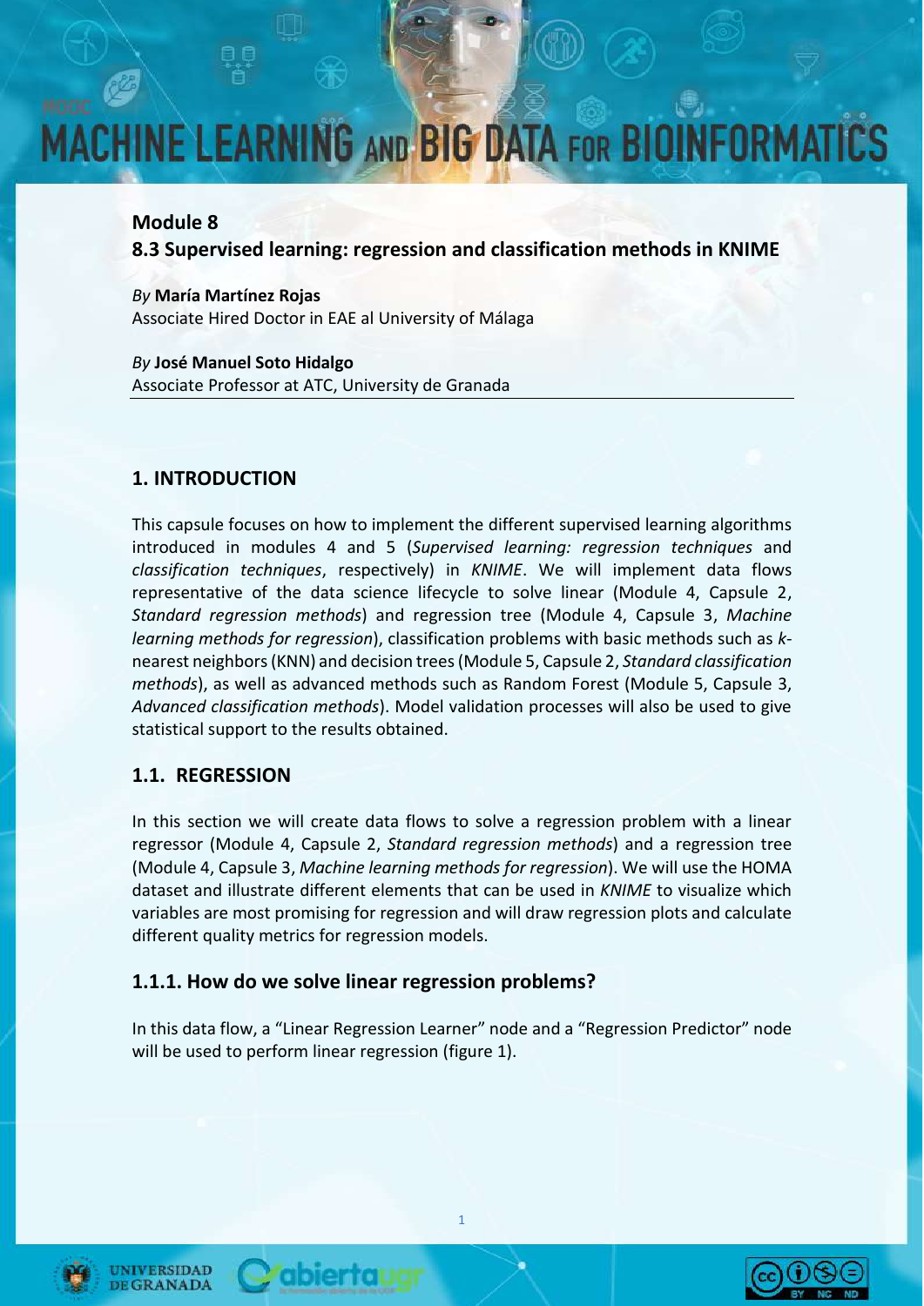# MACHINE LEARNING AND BIG DATA FOR BIOINFORMATICS

## Module 8

## 8.3 Supervised learning: regression and classification methods in KNIME

*By* **María Martínez Rojas**
Associate Hired Doctor in EAE al University of Málaga

*By* **José Manuel Soto Hidalgo**
Associate Professor at ATC, University de Granada

## 1. INTRODUCTION

This capsule focuses on how to implement the different supervised learning algorithms introduced in modules 4 and 5 (*Supervised learning: regression techniques* and *classification techniques*, respectively) in *KNIME*. We will implement data flows representative of the data science lifecycle to solve linear (Module 4, Capsule 2, *Standard regression methods*) and regression tree (Module 4, Capsule 3, *Machine learning methods for regression*), classification problems with basic methods such as *k*-nearest neighbors (KNN) and decision trees (Module 5, Capsule 2, *Standard classification methods*), as well as advanced methods such as Random Forest (Module 5, Capsule 3, *Advanced classification methods*). Model validation processes will also be used to give statistical support to the results obtained.

### 1.1. REGRESSION

In this section we will create data flows to solve a regression problem with a linear regressor (Module 4, Capsule 2, *Standard regression methods*) and a regression tree (Module 4, Capsule 3, *Machine learning methods for regression*). We will use the HOMA dataset and illustrate different elements that can be used in *KNIME* to visualize which variables are most promising for regression and will draw regression plots and calculate different quality metrics for regression models.

### 1.1.1. How do we solve linear regression problems?

In this data flow, a "Linear Regression Learner" node and a "Regression Predictor" node will be used to perform linear regression (figure 1).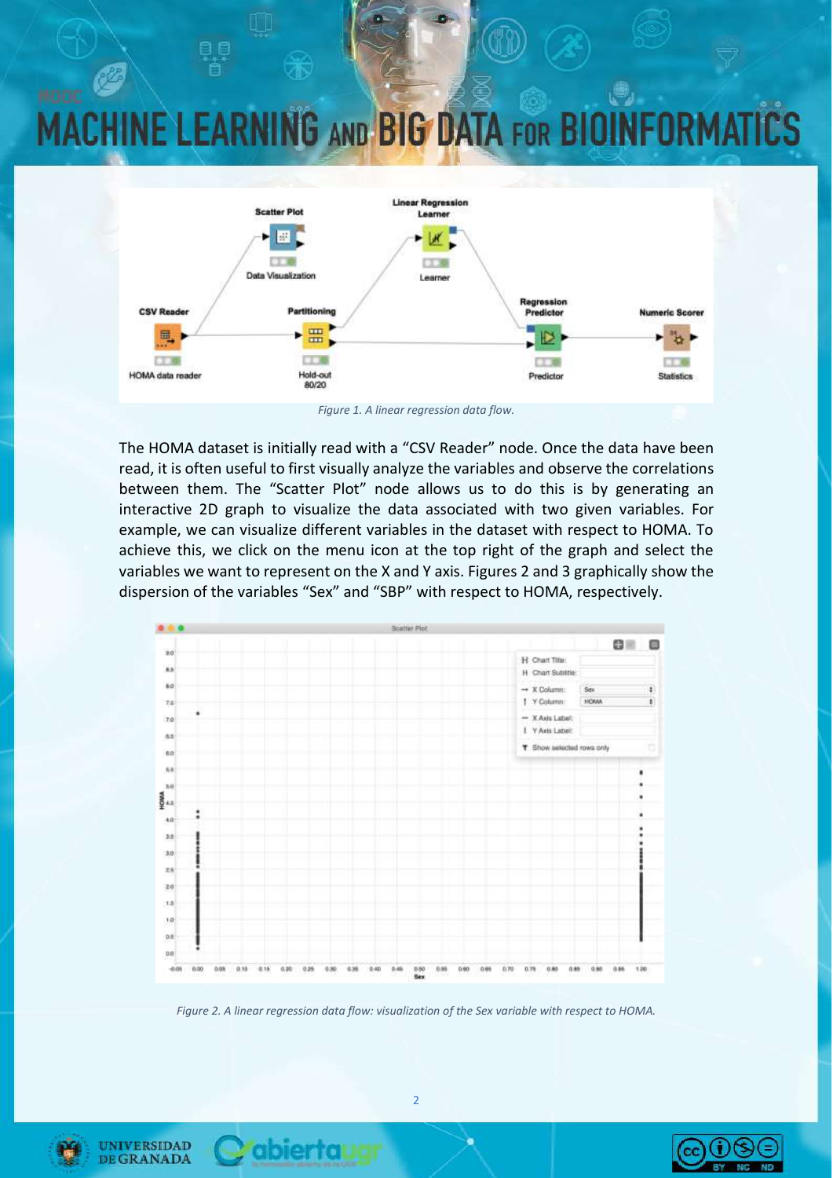*Figure 1. A linear regression data flow.*

The HOMA dataset is initially read with a "CSV Reader" node. Once the data have been read, it is often useful to first visually analyze the variables and observe the correlations between them. The "Scatter Plot" node allows us to do this is by generating an interactive 2D graph to visualize the data associated with two given variables. For example, we can visualize different variables in the dataset with respect to HOMA. To achieve this, we click on the menu icon at the top right of the graph and select the variables we want to represent on the X and Y axis. Figures 2 and 3 graphically show the dispersion of the variables "Sex" and "SBP" with respect to HOMA, respectively.

*Figure 2. A linear regression data flow: visualization of the Sex variable with respect to HOMA.*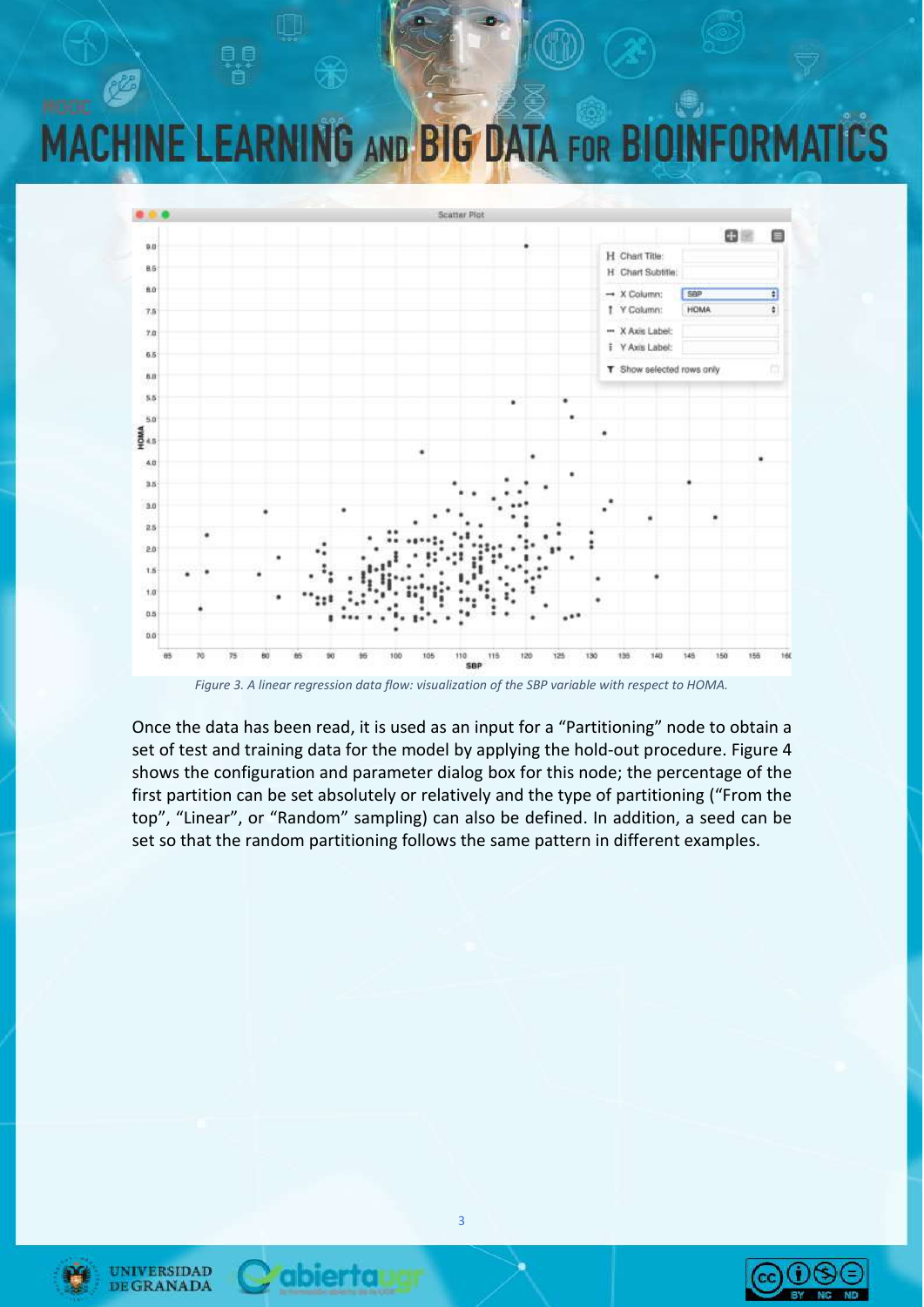*Figure 3. A linear regression data flow: visualization of the SBP variable with respect to HOMA.*

Once the data has been read, it is used as an input for a "Partitioning" node to obtain a set of test and training data for the model by applying the hold-out procedure. Figure 4 shows the configuration and parameter dialog box for this node; the percentage of the first partition can be set absolutely or relatively and the type of partitioning ("From the top", "Linear", or "Random" sampling) can also be defined. In addition, a seed can be set so that the random partitioning follows the same pattern in different examples.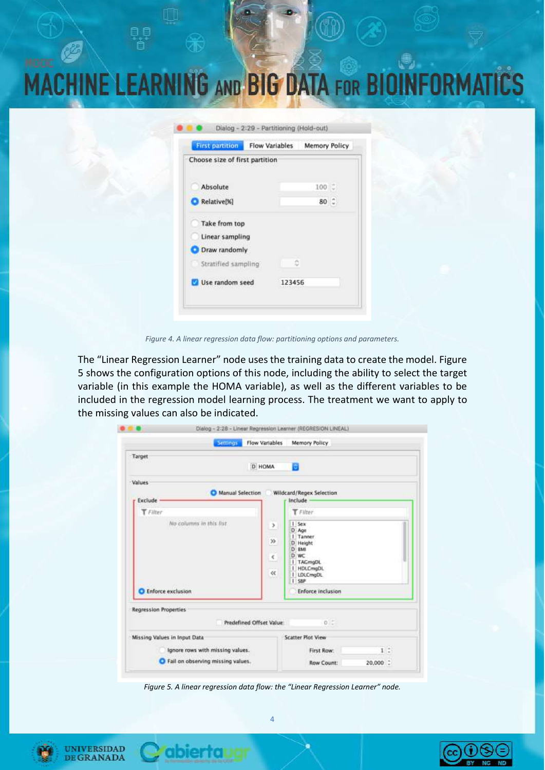*Figure 4. A linear regression data flow: partitioning options and parameters.*

The “Linear Regression Learner” node uses the training data to create the model. Figure 5 shows the configuration options of this node, including the ability to select the target variable (in this example the HOMA variable), as well as the different variables to be included in the regression model learning process. The treatment we want to apply to the missing values can also be indicated.

*Figure 5. A linear regression data flow: the “Linear Regression Learner” node.*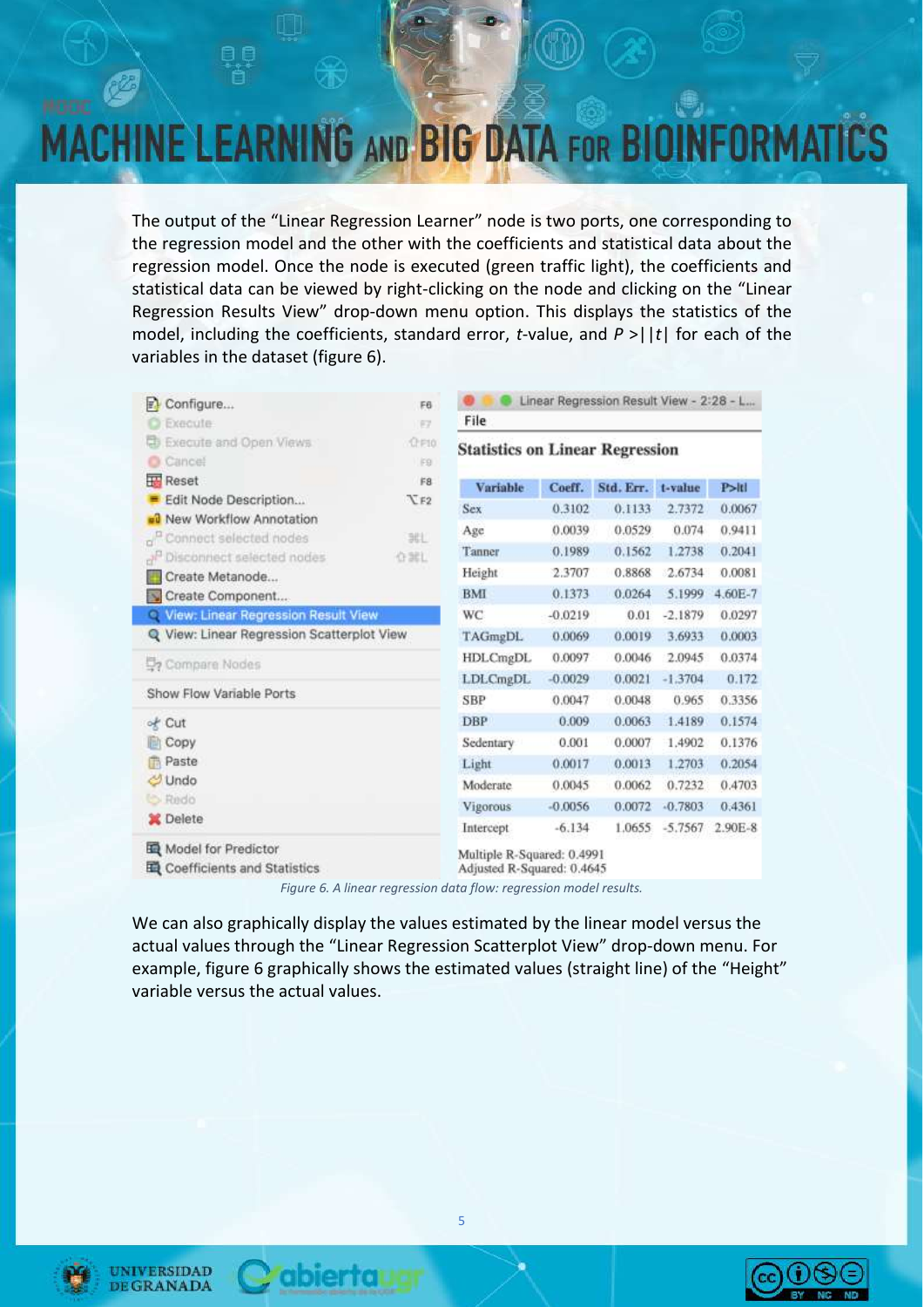The output of the "Linear Regression Learner" node is two ports, one corresponding to the regression model and the other with the coefficients and statistical data about the regression model. Once the node is executed (green traffic light), the coefficients and statistical data can be viewed by right-clicking on the node and clicking on the "Linear Regression Results View" drop-down menu option. This displays the statistics of the model, including the coefficients, standard error, *t*-value, and *P* >||*t*| for each of the variables in the dataset (figure 6).

**Statistics on Linear Regression**

| Variable | Coeff. | Std. Err. | t-value | P>\|t\| |
|---|---|---|---|---|
| Sex | 0.3102 | 0.1133 | 2.7372 | 0.0067 |
| Age | 0.0039 | 0.0529 | 0.074 | 0.9411 |
| Tanner | 0.1989 | 0.1562 | 1.2738 | 0.2041 |
| Height | 2.3707 | 0.8868 | 2.6734 | 0.0081 |
| BMI | 0.1373 | 0.0264 | 5.1999 | 4.60E-7 |
| WC | -0.0219 | 0.01 | -2.1879 | 0.0297 |
| TAGmgDL | 0.0069 | 0.0019 | 3.6933 | 0.0003 |
| HDLCmgDL | 0.0097 | 0.0046 | 2.0945 | 0.0374 |
| LDLCmgDL | -0.0029 | 0.0021 | -1.3704 | 0.172 |
| SBP | 0.0047 | 0.0048 | 0.965 | 0.3356 |
| DBP | 0.009 | 0.0063 | 1.4189 | 0.1574 |
| Sedentary | 0.001 | 0.0007 | 1.4902 | 0.1376 |
| Light | 0.0017 | 0.0013 | 1.2703 | 0.2054 |
| Moderate | 0.0045 | 0.0062 | 0.7232 | 0.4703 |
| Vigorous | -0.0056 | 0.0072 | -0.7803 | 0.4361 |
| Intercept | -6.134 | 1.0655 | -5.7567 | 2.90E-8 |

Multiple R-Squared: 0.4991
Adjusted R-Squared: 0.4645

*Figure 6. A linear regression data flow: regression model results.*

We can also graphically display the values estimated by the linear model versus the actual values through the "Linear Regression Scatterplot View" drop-down menu. For example, figure 6 graphically shows the estimated values (straight line) of the "Height" variable versus the actual values.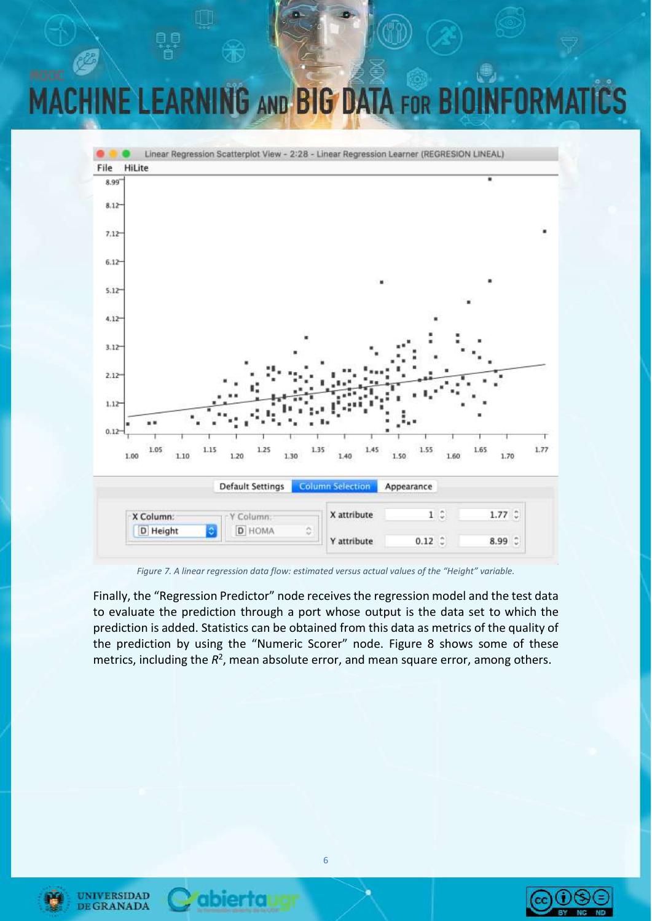Figure 7. A linear regression data flow: estimated versus actual values of the "Height" variable.

Finally, the "Regression Predictor" node receives the regression model and the test data to evaluate the prediction through a port whose output is the data set to which the prediction is added. Statistics can be obtained from this data as metrics of the quality of the prediction by using the "Numeric Scorer" node. Figure 8 shows some of these metrics, including the $R^2$, mean absolute error, and mean square error, among others.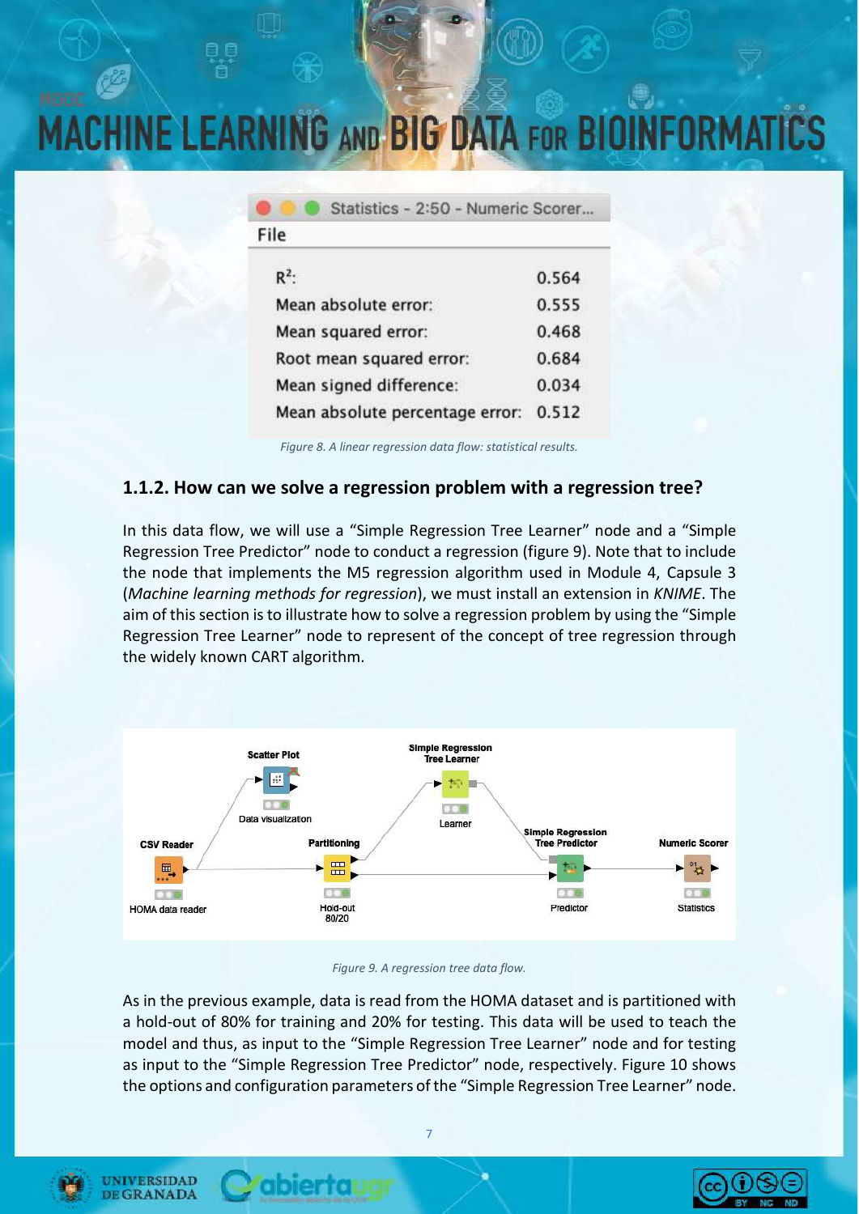| Statistics - 2:50 - Numeric Scorer... | |
|---|---|
| $R^2$: | 0.564 |
| Mean absolute error: | 0.555 |
| Mean squared error: | 0.468 |
| Root mean squared error: | 0.684 |
| Mean signed difference: | 0.034 |
| Mean absolute percentage error: | 0.512 |

*Figure 8. A linear regression data flow: statistical results.*

### 1.1.2. How can we solve a regression problem with a regression tree?

In this data flow, we will use a "Simple Regression Tree Learner" node and a "Simple Regression Tree Predictor" node to conduct a regression (figure 9). Note that to include the node that implements the M5 regression algorithm used in Module 4, Capsule 3 (*Machine learning methods for regression*), we must install an extension in *KNIME*. The aim of this section is to illustrate how to solve a regression problem by using the "Simple Regression Tree Learner" node to represent of the concept of tree regression through the widely known CART algorithm.

*Figure 9. A regression tree data flow.*

As in the previous example, data is read from the HOMA dataset and is partitioned with a hold-out of 80% for training and 20% for testing. This data will be used to teach the model and thus, as input to the "Simple Regression Tree Learner" node and for testing as input to the "Simple Regression Tree Predictor" node, respectively. Figure 10 shows the options and configuration parameters of the "Simple Regression Tree Learner" node.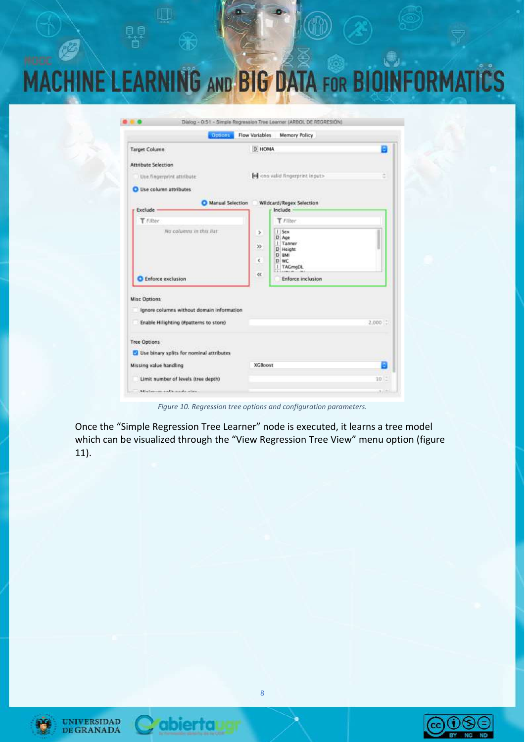Figure 10. Regression tree options and configuration parameters.

Once the “Simple Regression Tree Learner” node is executed, it learns a tree model which can be visualized through the “View Regression Tree View” menu option (figure 11).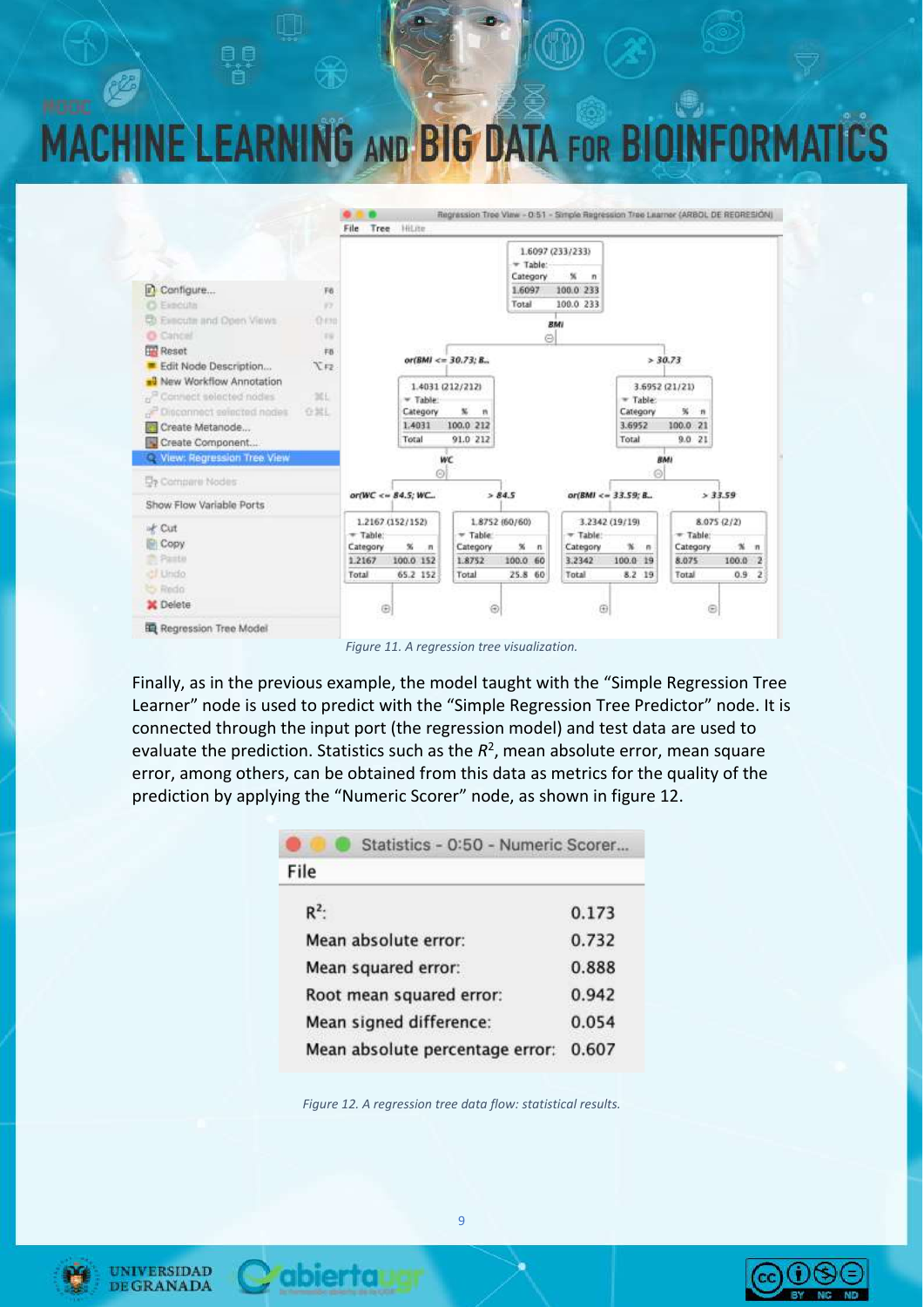Figure 11. A regression tree visualization.

Finally, as in the previous example, the model taught with the "Simple Regression Tree Learner" node is used to predict with the "Simple Regression Tree Predictor" node. It is connected through the input port (the regression model) and test data are used to evaluate the prediction. Statistics such as the $R^2$, mean absolute error, mean square error, among others, can be obtained from this data as metrics for the quality of the prediction by applying the "Numeric Scorer" node, as shown in figure 12.

| Statistics - 0:50 - Numeric Scorer | |
|---|---|
| $R^2$: | 0.173 |
| Mean absolute error: | 0.732 |
| Mean squared error: | 0.888 |
| Root mean squared error: | 0.942 |
| Mean signed difference: | 0.054 |
| Mean absolute percentage error: | 0.607 |

Figure 12. A regression tree data flow: statistical results.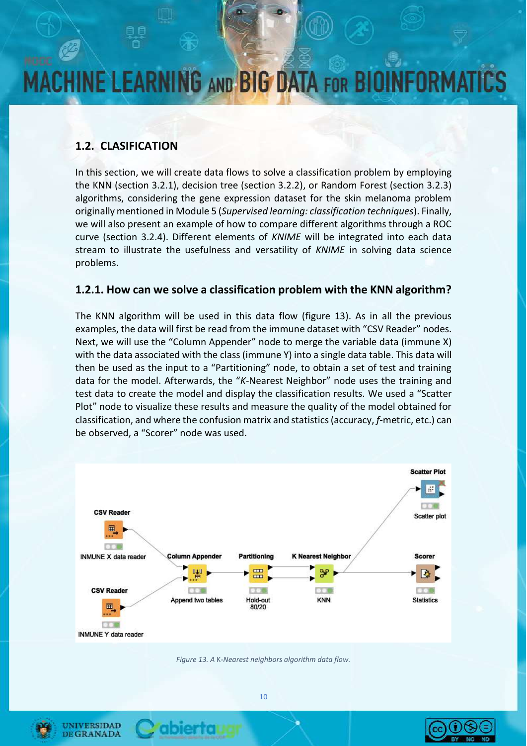## 1.2. CLASIFICATION

In this section, we will create data flows to solve a classification problem by employing the KNN (section 3.2.1), decision tree (section 3.2.2), or Random Forest (section 3.2.3) algorithms, considering the gene expression dataset for the skin melanoma problem originally mentioned in Module 5 (*Supervised learning: classification techniques*). Finally, we will also present an example of how to compare different algorithms through a ROC curve (section 3.2.4). Different elements of *KNIME* will be integrated into each data stream to illustrate the usefulness and versatility of *KNIME* in solving data science problems.

### 1.2.1. How can we solve a classification problem with the KNN algorithm?

The KNN algorithm will be used in this data flow (figure 13). As in all the previous examples, the data will first be read from the immune dataset with "CSV Reader" nodes. Next, we will use the "Column Appender" node to merge the variable data (immune X) with the data associated with the class (immune Y) into a single data table. This data will then be used as the input to a "Partitioning" node, to obtain a set of test and training data for the model. Afterwards, the "*K*-Nearest Neighbor" node uses the training and test data to create the model and display the classification results. We used a "Scatter Plot" node to visualize these results and measure the quality of the model obtained for classification, and where the confusion matrix and statistics (accuracy, *f*-metric, etc.) can be observed, a "Scorer" node was used.

*Figure 13. A K-Nearest neighbors algorithm data flow.*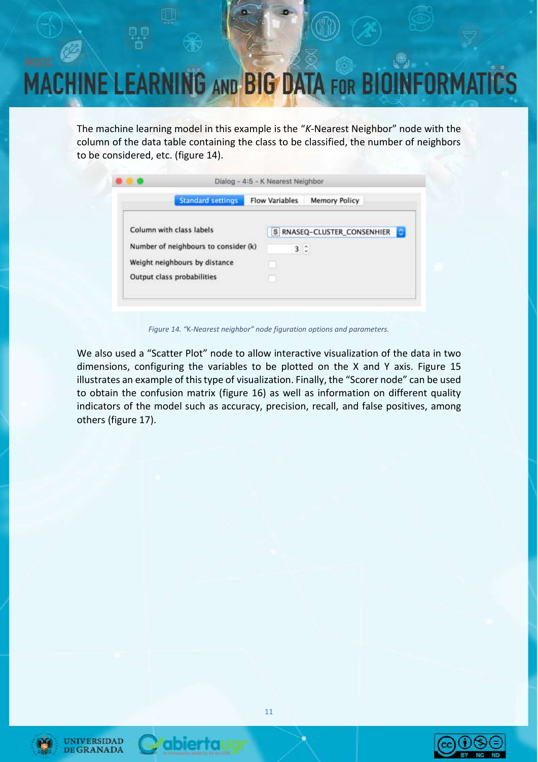The machine learning model in this example is the "*K*-Nearest Neighbor" node with the column of the data table containing the class to be classified, the number of neighbors to be considered, etc. (figure 14).

*Figure 14. "K-Nearest neighbor" node figuration options and parameters.*

We also used a "Scatter Plot" node to allow interactive visualization of the data in two dimensions, configuring the variables to be plotted on the X and Y axis. Figure 15 illustrates an example of this type of visualization. Finally, the "Scorer node" can be used to obtain the confusion matrix (figure 16) as well as information on different quality indicators of the model such as accuracy, precision, recall, and false positives, among others (figure 17).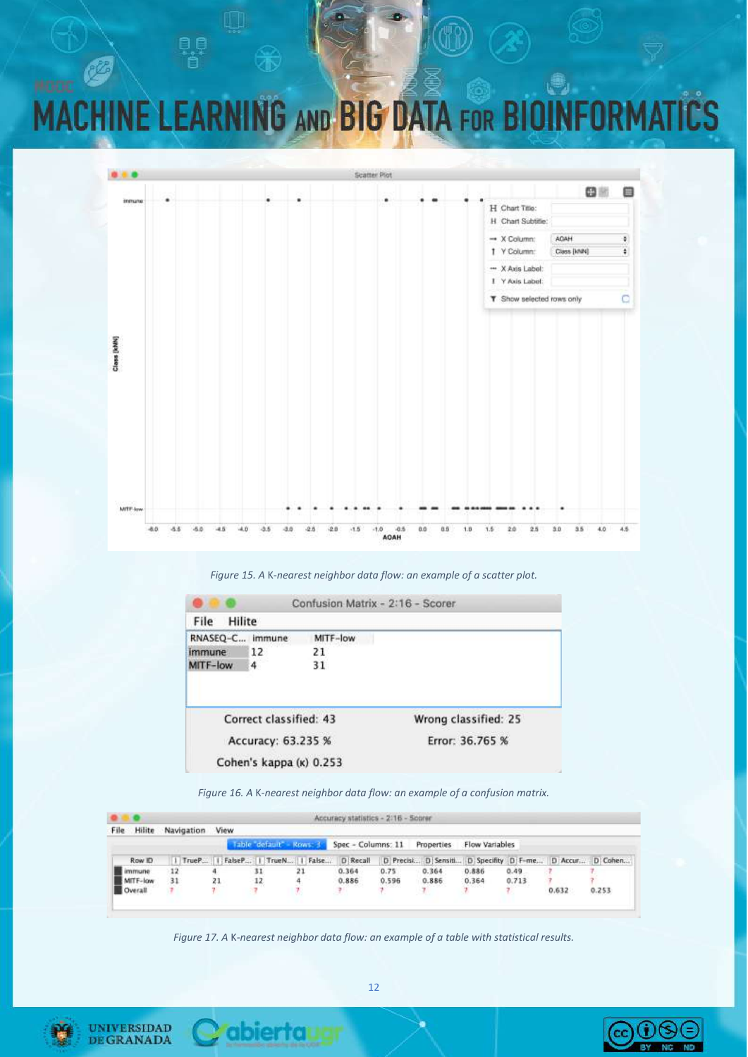*Figure 15. A K-nearest neighbor data flow: an example of a scatter plot.*

*Figure 16. A K-nearest neighbor data flow: an example of a confusion matrix.*

*Figure 17. A K-nearest neighbor data flow: an example of a table with statistical results.*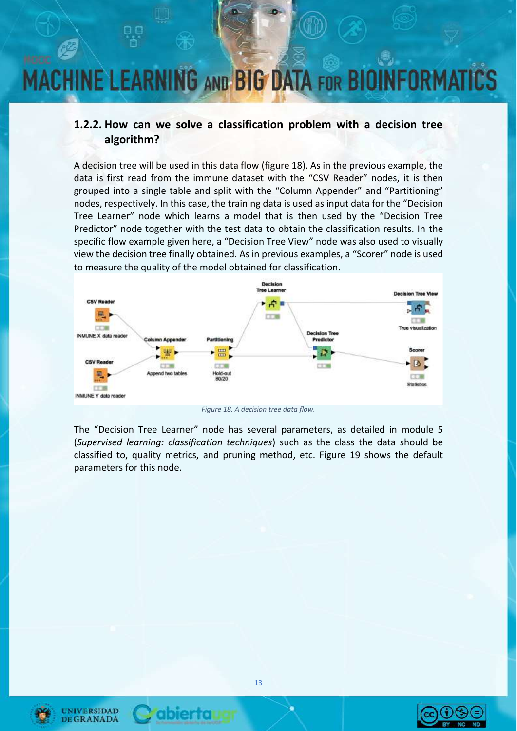### 1.2.2. How can we solve a classification problem with a decision tree algorithm?

A decision tree will be used in this data flow (figure 18). As in the previous example, the data is first read from the immune dataset with the "CSV Reader" nodes, it is then grouped into a single table and split with the "Column Appender" and "Partitioning" nodes, respectively. In this case, the training data is used as input data for the "Decision Tree Learner" node which learns a model that is then used by the "Decision Tree Predictor" node together with the test data to obtain the classification results. In the specific flow example given here, a "Decision Tree View" node was also used to visually view the decision tree finally obtained. As in previous examples, a "Scorer" node is used to measure the quality of the model obtained for classification.

*Figure 18. A decision tree data flow.*

The "Decision Tree Learner" node has several parameters, as detailed in module 5 (*Supervised learning: classification techniques*) such as the class the data should be classified to, quality metrics, and pruning method, etc. Figure 19 shows the default parameters for this node.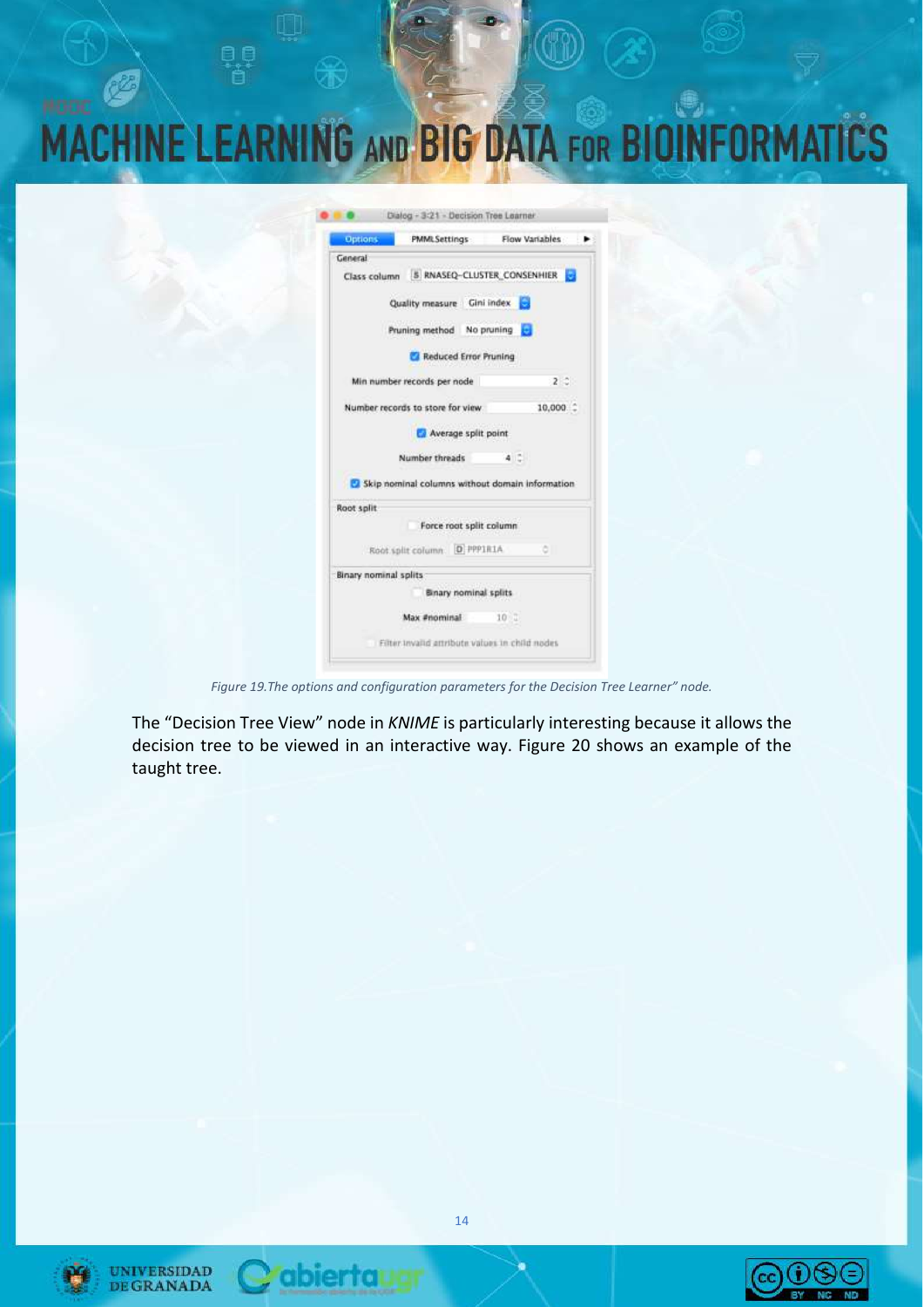*Figure 19.The options and configuration parameters for the Decision Tree Learner" node.*

The "Decision Tree View" node in *KNIME* is particularly interesting because it allows the decision tree to be viewed in an interactive way. Figure 20 shows an example of the taught tree.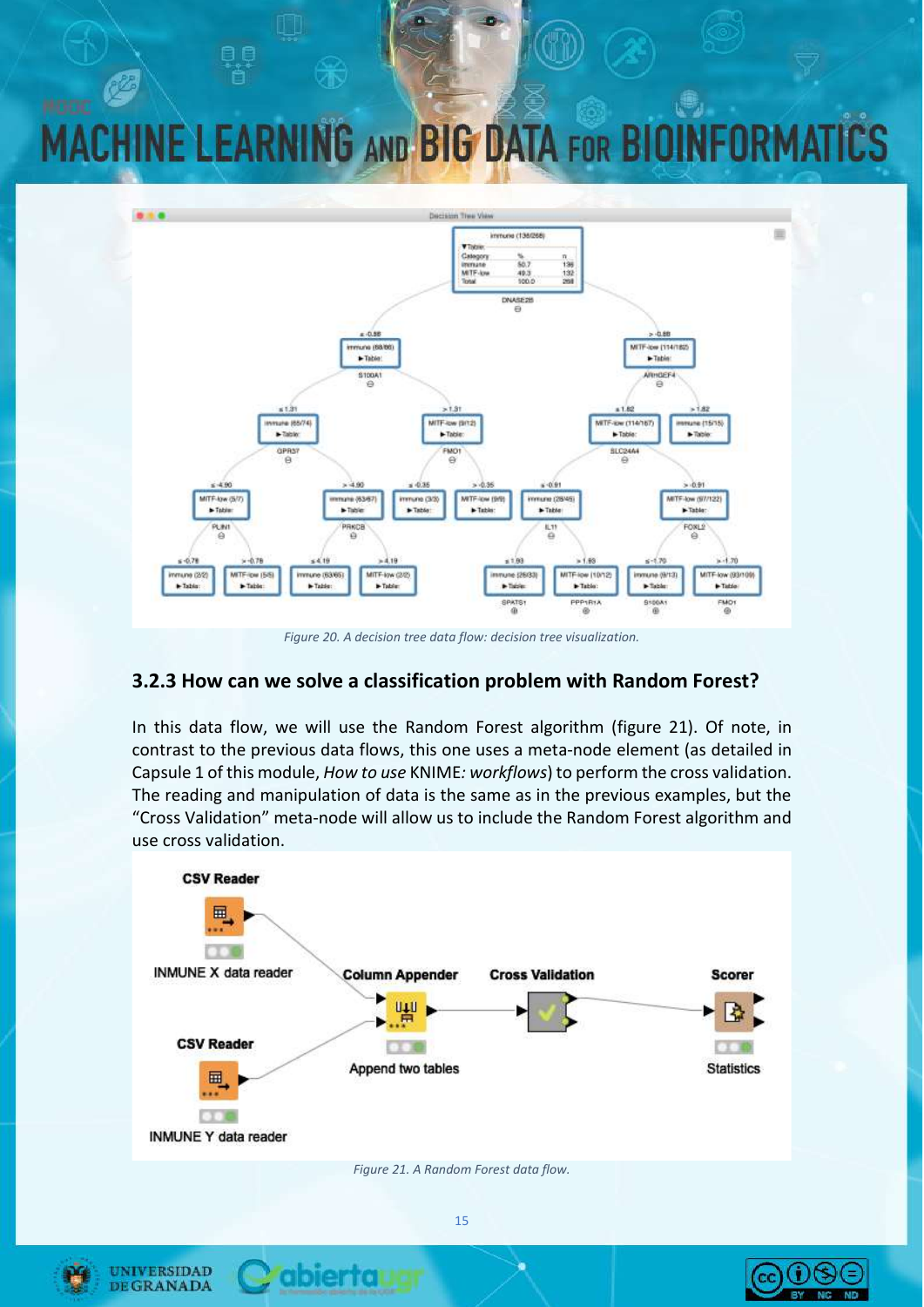Figure 20. A decision tree data flow: decision tree visualization.

### 3.2.3 How can we solve a classification problem with Random Forest?

In this data flow, we will use the Random Forest algorithm (figure 21). Of note, in contrast to the previous data flows, this one uses a meta-node element (as detailed in Capsule 1 of this module, *How to use* KNIME*: workflows*) to perform the cross validation. The reading and manipulation of data is the same as in the previous examples, but the "Cross Validation" meta-node will allow us to include the Random Forest algorithm and use cross validation.

Figure 21. A Random Forest data flow.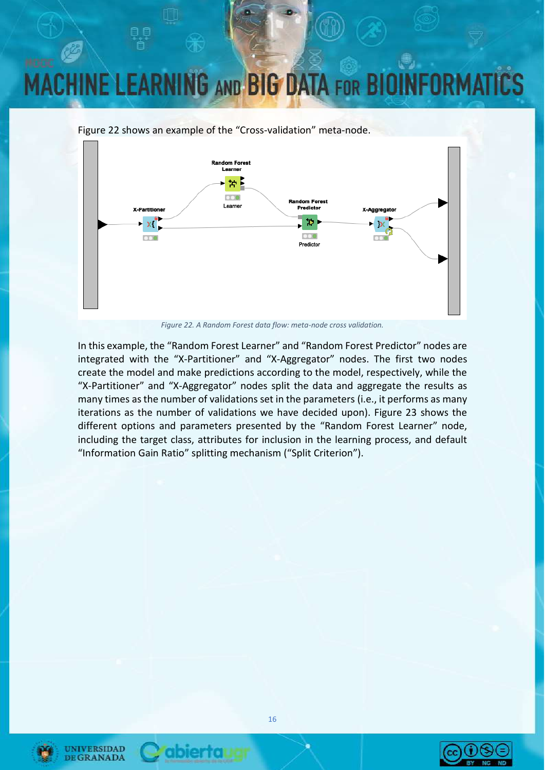Figure 22 shows an example of the "Cross-validation" meta-node.

*Figure 22. A Random Forest data flow: meta-node cross validation.*

In this example, the "Random Forest Learner" and "Random Forest Predictor" nodes are integrated with the "X-Partitioner" and "X-Aggregator" nodes. The first two nodes create the model and make predictions according to the model, respectively, while the "X-Partitioner" and "X-Aggregator" nodes split the data and aggregate the results as many times as the number of validations set in the parameters (i.e., it performs as many iterations as the number of validations we have decided upon). Figure 23 shows the different options and parameters presented by the "Random Forest Learner" node, including the target class, attributes for inclusion in the learning process, and default "Information Gain Ratio" splitting mechanism ("Split Criterion").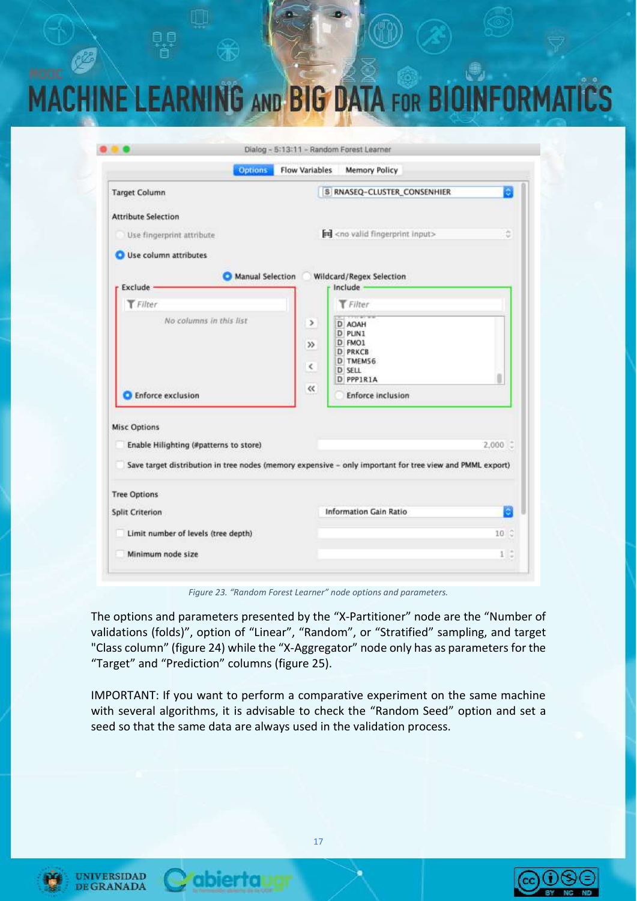*Figure 23. "Random Forest Learner" node options and parameters.*

The options and parameters presented by the "X-Partitioner" node are the "Number of validations (folds)", option of "Linear", "Random", or "Stratified" sampling, and target "Class column" (figure 24) while the "X-Aggregator" node only has as parameters for the "Target" and "Prediction" columns (figure 25).

IMPORTANT: If you want to perform a comparative experiment on the same machine with several algorithms, it is advisable to check the "Random Seed" option and set a seed so that the same data are always used in the validation process.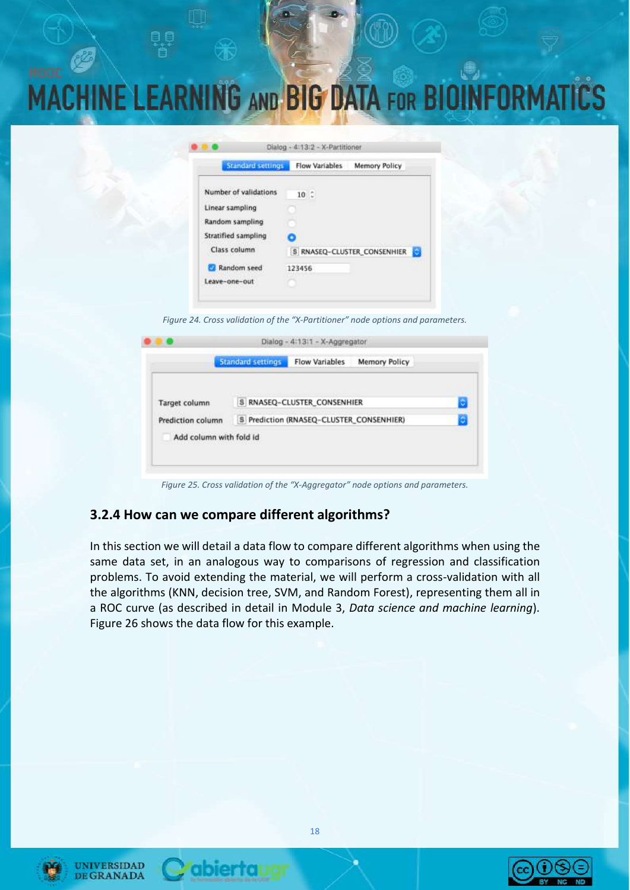Figure 24. Cross validation of the "X-Partitioner" node options and parameters.

Figure 25. Cross validation of the "X-Aggregator" node options and parameters.

### 3.2.4 How can we compare different algorithms?

In this section we will detail a data flow to compare different algorithms when using the same data set, in an analogous way to comparisons of regression and classification problems. To avoid extending the material, we will perform a cross-validation with all the algorithms (KNN, decision tree, SVM, and Random Forest), representing them all in a ROC curve (as described in detail in Module 3, *Data science and machine learning*). Figure 26 shows the data flow for this example.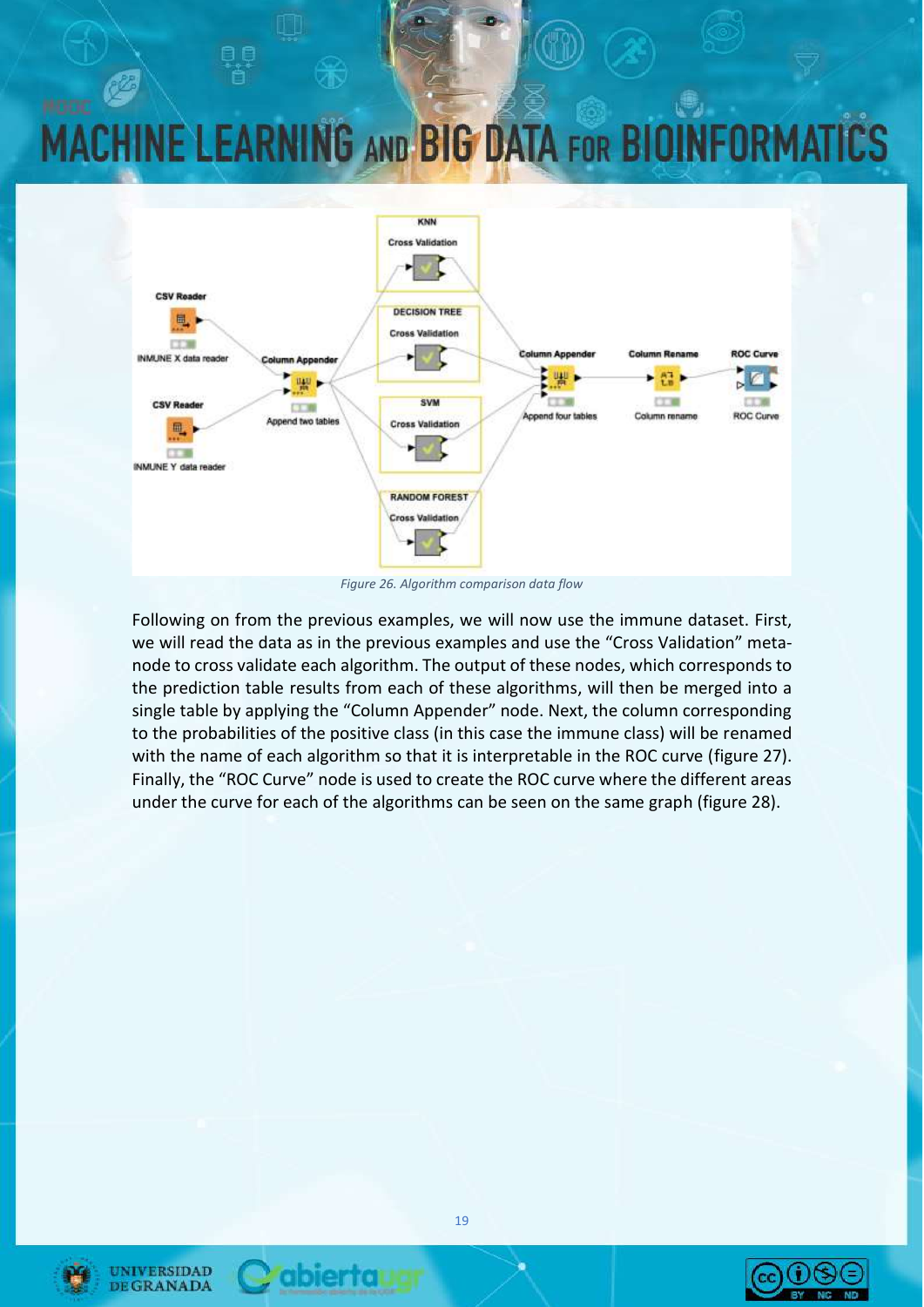Figure 26. Algorithm comparison data flow

Following on from the previous examples, we will now use the immune dataset. First, we will read the data as in the previous examples and use the "Cross Validation" meta-node to cross validate each algorithm. The output of these nodes, which corresponds to the prediction table results from each of these algorithms, will then be merged into a single table by applying the "Column Appender" node. Next, the column corresponding to the probabilities of the positive class (in this case the immune class) will be renamed with the name of each algorithm so that it is interpretable in the ROC curve (figure 27). Finally, the "ROC Curve" node is used to create the ROC curve where the different areas under the curve for each of the algorithms can be seen on the same graph (figure 28).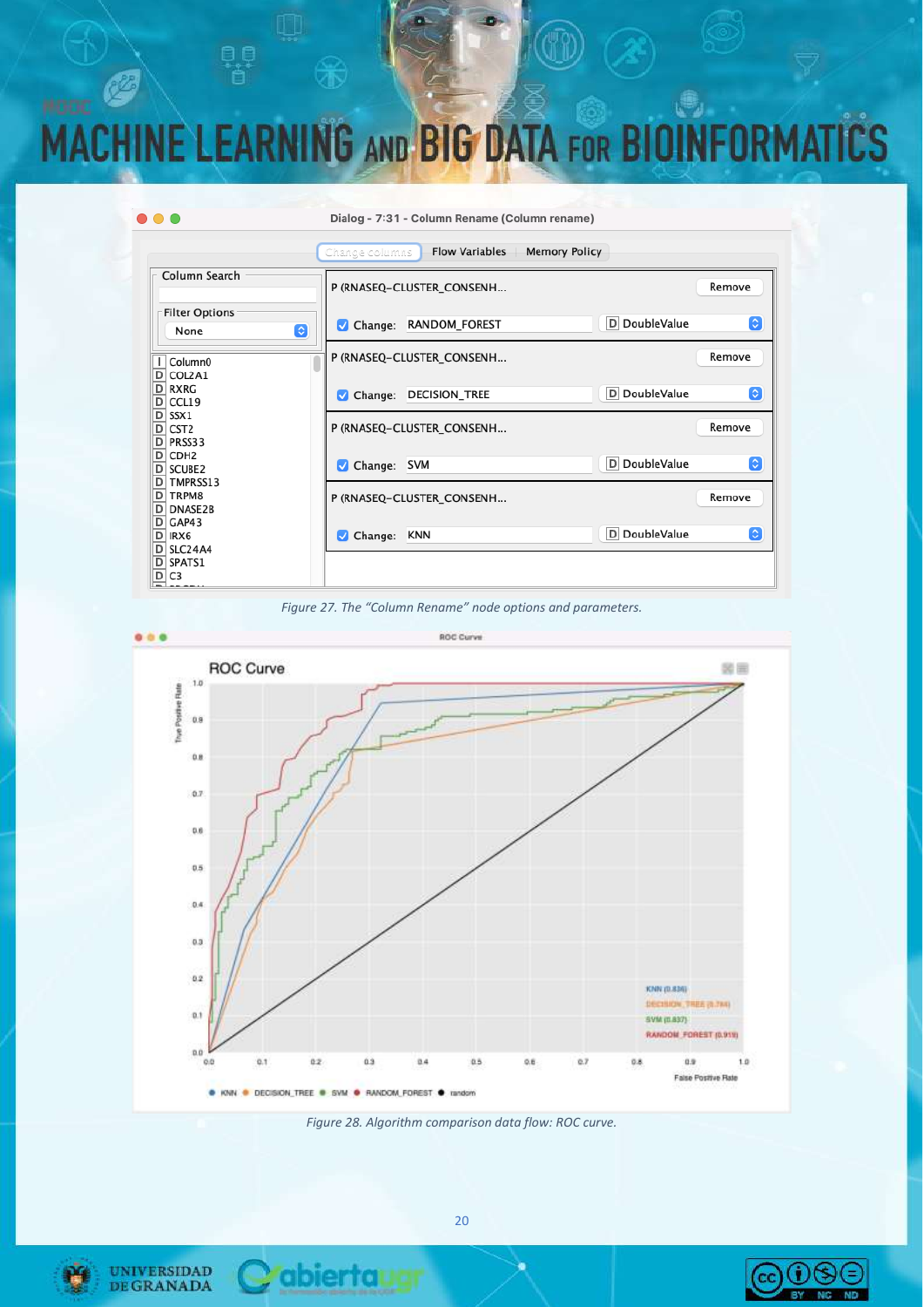*Figure 27. The “Column Rename” node options and parameters.*

*Figure 28. Algorithm comparison data flow: ROC curve.*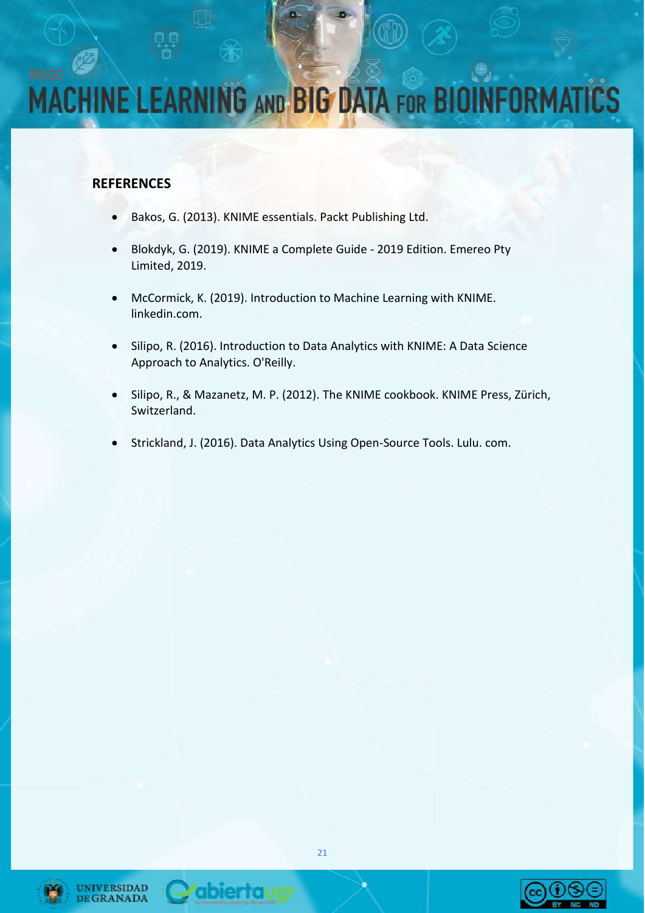## REFERENCES

- Bakos, G. (2013). KNIME essentials. Packt Publishing Ltd.
- Blokdyk, G. (2019). KNIME a Complete Guide - 2019 Edition. Emereo Pty Limited, 2019.
- McCormick, K. (2019). Introduction to Machine Learning with KNIME. linkedin.com.
- Silipo, R. (2016). Introduction to Data Analytics with KNIME: A Data Science Approach to Analytics. O'Reilly.
- Silipo, R., & Mazanetz, M. P. (2012). The KNIME cookbook. KNIME Press, Zürich, Switzerland.
- Strickland, J. (2016). Data Analytics Using Open-Source Tools. Lulu. com.